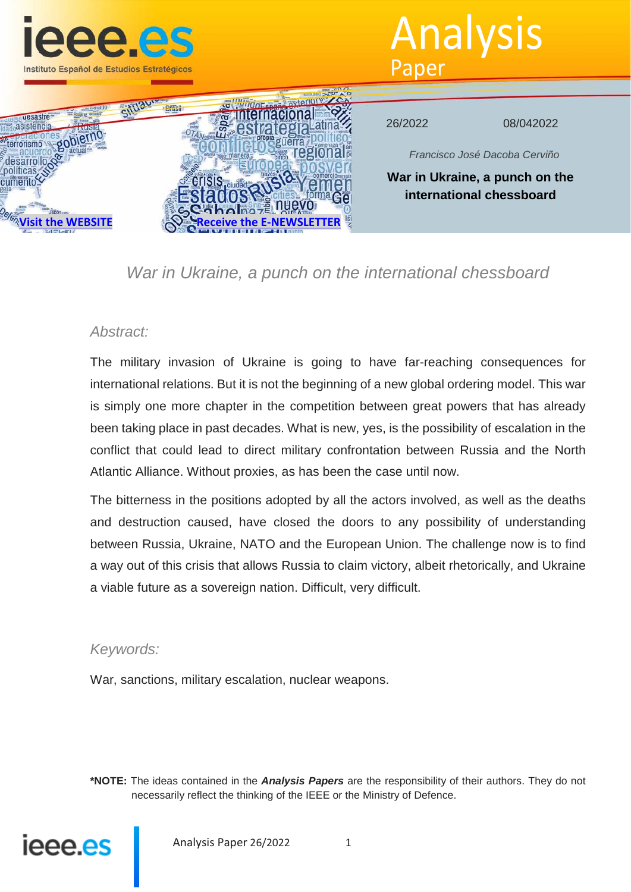# Analysis Paper

26/2022 08/042022

*Francisco José Dacoba Cerviño*

**War in Ukraine, a punch on the international chessboard**

## *War in Ukraine, a punch on the international chessboard*

### *Abstract:*

The military invasion of Ukraine is going to have far-reaching consequences for international relations. But it is not the beginning of a new global ordering model. This war is simply one more chapter in the competition between great powers that has already been taking place in past decades. What is new, yes, is the possibility of escalation in the conflict that could lead to direct military confrontation between Russia and the North Atlantic Alliance. Without proxies, as has been the case until now.

The bitterness in the positions adopted by all the actors involved, as well as the deaths and destruction caused, have closed the doors to any possibility of understanding between Russia, Ukraine, NATO and the European Union. The challenge now is to find a way out of this crisis that allows Russia to claim victory, albeit rhetorically, and Ukraine a viable future as a sovereign nation. Difficult, very difficult.

### *Keywords:*

War, sanctions, military escalation, nuclear weapons.

**\*NOTE:** The ideas contained in the ***Analysis Papers*** are the responsibility of their authors. They do not necessarily reflect the thinking of the IEEE or the Ministry of Defence.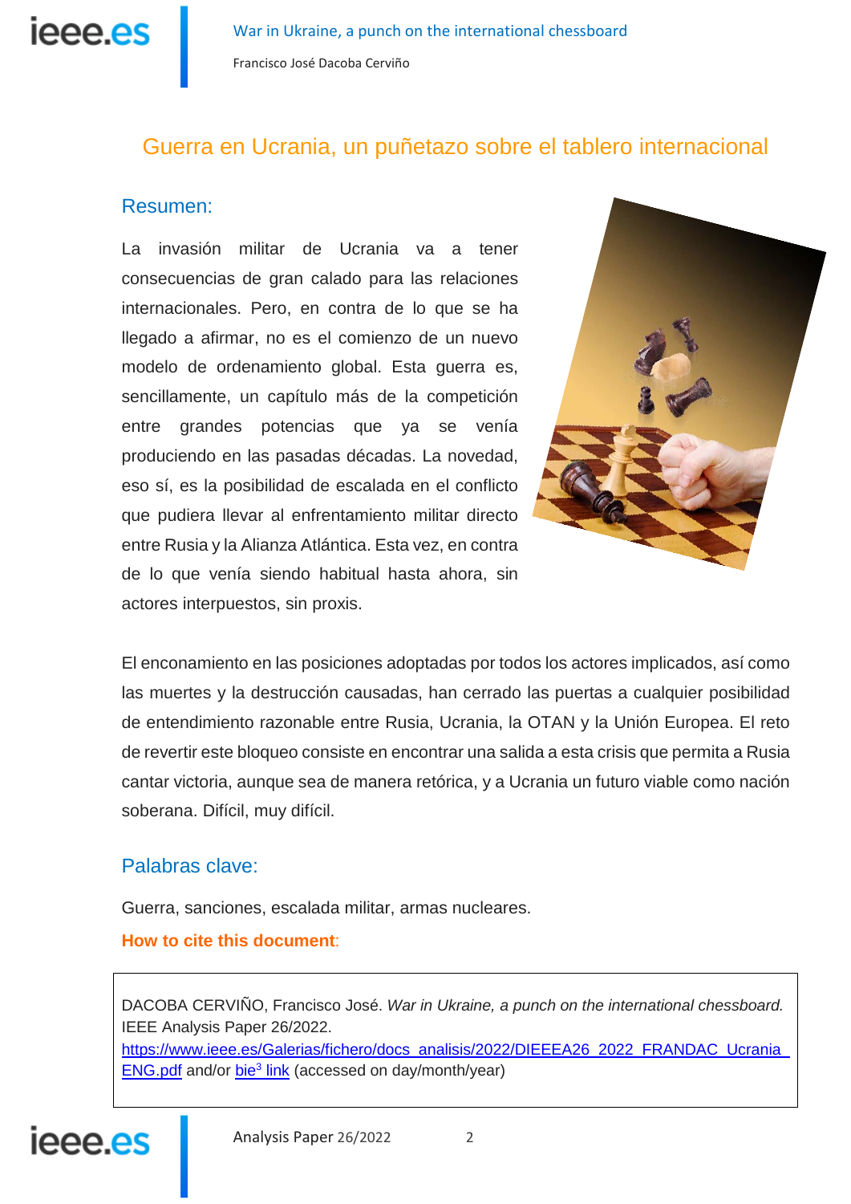# Guerra en Ucrania, un puñetazo sobre el tablero internacional

## Resumen:

La invasión militar de Ucrania va a tener consecuencias de gran calado para las relaciones internacionales. Pero, en contra de lo que se ha llegado a afirmar, no es el comienzo de un nuevo modelo de ordenamiento global. Esta guerra es, sencillamente, un capítulo más de la competición entre grandes potencias que ya se venía produciendo en las pasadas décadas. La novedad, eso sí, es la posibilidad de escalada en el conflicto que pudiera llevar al enfrentamiento militar directo entre Rusia y la Alianza Atlántica. Esta vez, en contra de lo que venía siendo habitual hasta ahora, sin actores interpuestos, sin proxis.

El enconamiento en las posiciones adoptadas por todos los actores implicados, así como las muertes y la destrucción causadas, han cerrado las puertas a cualquier posibilidad de entendimiento razonable entre Rusia, Ucrania, la OTAN y la Unión Europea. El reto de revertir este bloqueo consiste en encontrar una salida a esta crisis que permita a Rusia cantar victoria, aunque sea de manera retórica, y a Ucrania un futuro viable como nación soberana. Difícil, muy difícil.

## Palabras clave:

Guerra, sanciones, escalada militar, armas nucleares.

**How to cite this document**:

> DACOBA CERVIÑO, Francisco José. *War in Ukraine, a punch on the international chessboard.* IEEE Analysis Paper 26/2022.
> https://www.ieee.es/Galerias/fichero/docs_analisis/2022/DIEEEA26_2022_FRANDAC_Ucrania_ENG.pdf and/or bie[3] link (accessed on day/month/year)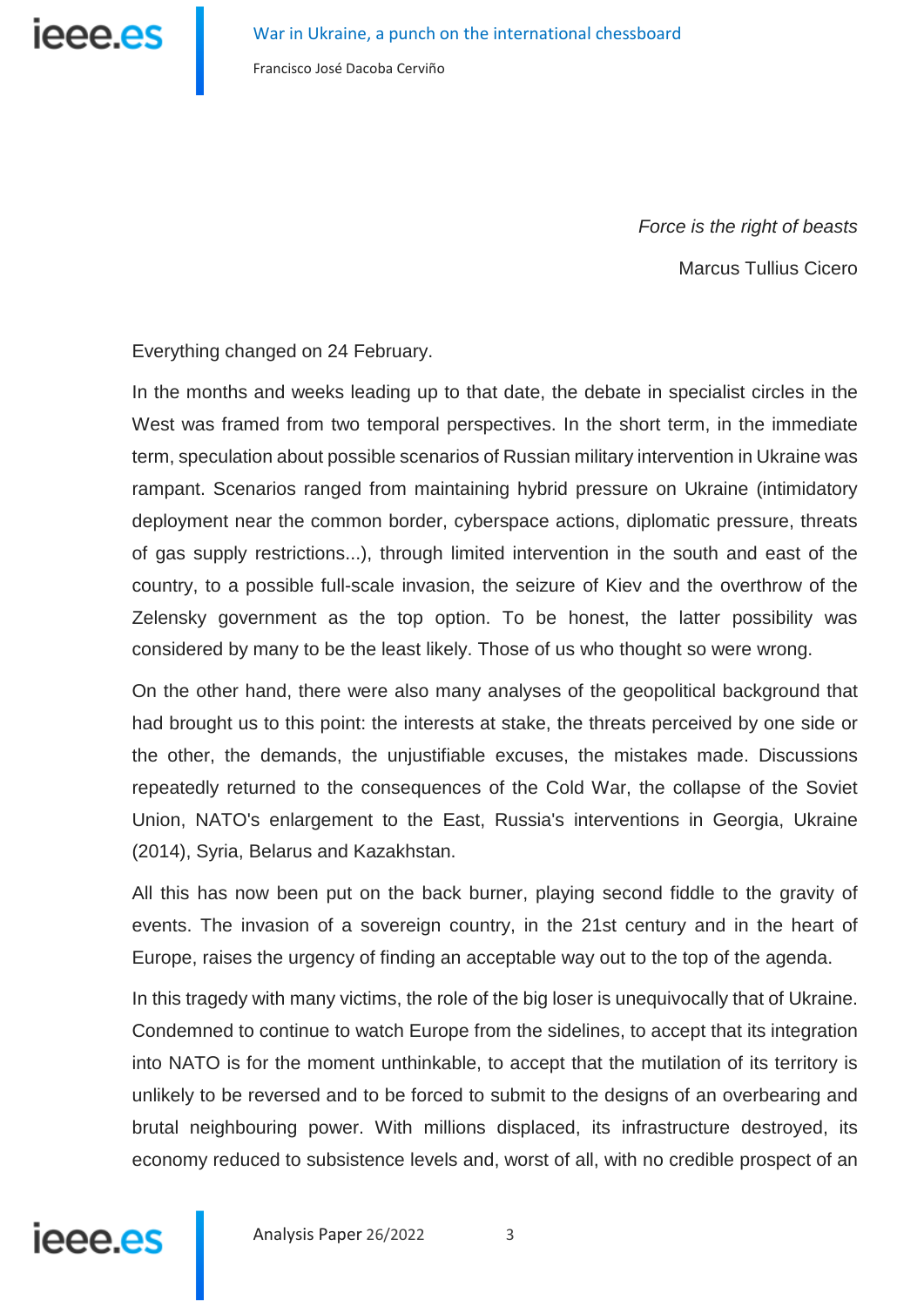*Force is the right of beasts*

Marcus Tullius Cicero

Everything changed on 24 February.

In the months and weeks leading up to that date, the debate in specialist circles in the West was framed from two temporal perspectives. In the short term, in the immediate term, speculation about possible scenarios of Russian military intervention in Ukraine was rampant. Scenarios ranged from maintaining hybrid pressure on Ukraine (intimidatory deployment near the common border, cyberspace actions, diplomatic pressure, threats of gas supply restrictions...), through limited intervention in the south and east of the country, to a possible full-scale invasion, the seizure of Kiev and the overthrow of the Zelensky government as the top option. To be honest, the latter possibility was considered by many to be the least likely. Those of us who thought so were wrong.

On the other hand, there were also many analyses of the geopolitical background that had brought us to this point: the interests at stake, the threats perceived by one side or the other, the demands, the unjustifiable excuses, the mistakes made. Discussions repeatedly returned to the consequences of the Cold War, the collapse of the Soviet Union, NATO's enlargement to the East, Russia's interventions in Georgia, Ukraine (2014), Syria, Belarus and Kazakhstan.

All this has now been put on the back burner, playing second fiddle to the gravity of events. The invasion of a sovereign country, in the 21st century and in the heart of Europe, raises the urgency of finding an acceptable way out to the top of the agenda.

In this tragedy with many victims, the role of the big loser is unequivocally that of Ukraine. Condemned to continue to watch Europe from the sidelines, to accept that its integration into NATO is for the moment unthinkable, to accept that the mutilation of its territory is unlikely to be reversed and to be forced to submit to the designs of an overbearing and brutal neighbouring power. With millions displaced, its infrastructure destroyed, its economy reduced to subsistence levels and, worst of all, with no credible prospect of an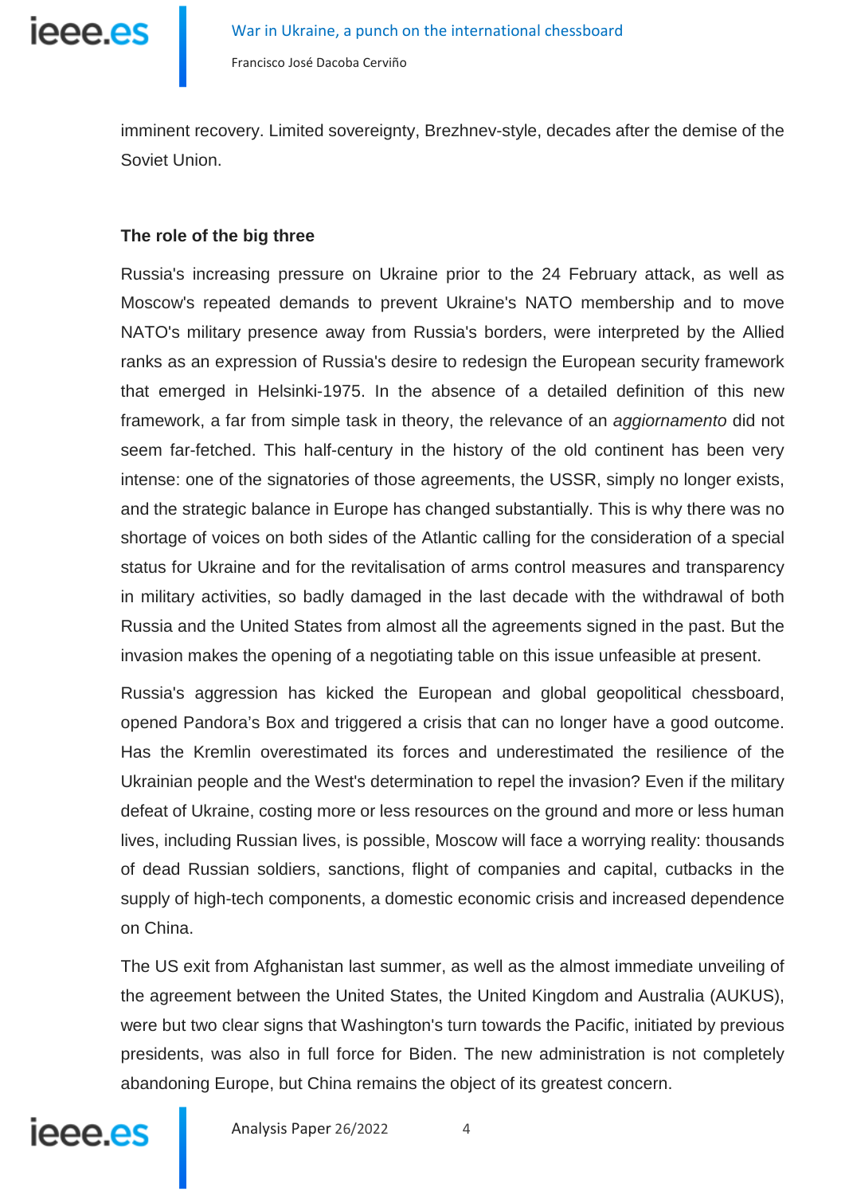imminent recovery. Limited sovereignty, Brezhnev-style, decades after the demise of the Soviet Union.

**The role of the big three**

Russia's increasing pressure on Ukraine prior to the 24 February attack, as well as Moscow's repeated demands to prevent Ukraine's NATO membership and to move NATO's military presence away from Russia's borders, were interpreted by the Allied ranks as an expression of Russia's desire to redesign the European security framework that emerged in Helsinki-1975. In the absence of a detailed definition of this new framework, a far from simple task in theory, the relevance of an *aggiornamento* did not seem far-fetched. This half-century in the history of the old continent has been very intense: one of the signatories of those agreements, the USSR, simply no longer exists, and the strategic balance in Europe has changed substantially. This is why there was no shortage of voices on both sides of the Atlantic calling for the consideration of a special status for Ukraine and for the revitalisation of arms control measures and transparency in military activities, so badly damaged in the last decade with the withdrawal of both Russia and the United States from almost all the agreements signed in the past. But the invasion makes the opening of a negotiating table on this issue unfeasible at present.

Russia's aggression has kicked the European and global geopolitical chessboard, opened Pandora's Box and triggered a crisis that can no longer have a good outcome. Has the Kremlin overestimated its forces and underestimated the resilience of the Ukrainian people and the West's determination to repel the invasion? Even if the military defeat of Ukraine, costing more or less resources on the ground and more or less human lives, including Russian lives, is possible, Moscow will face a worrying reality: thousands of dead Russian soldiers, sanctions, flight of companies and capital, cutbacks in the supply of high-tech components, a domestic economic crisis and increased dependence on China.

The US exit from Afghanistan last summer, as well as the almost immediate unveiling of the agreement between the United States, the United Kingdom and Australia (AUKUS), were but two clear signs that Washington's turn towards the Pacific, initiated by previous presidents, was also in full force for Biden. The new administration is not completely abandoning Europe, but China remains the object of its greatest concern.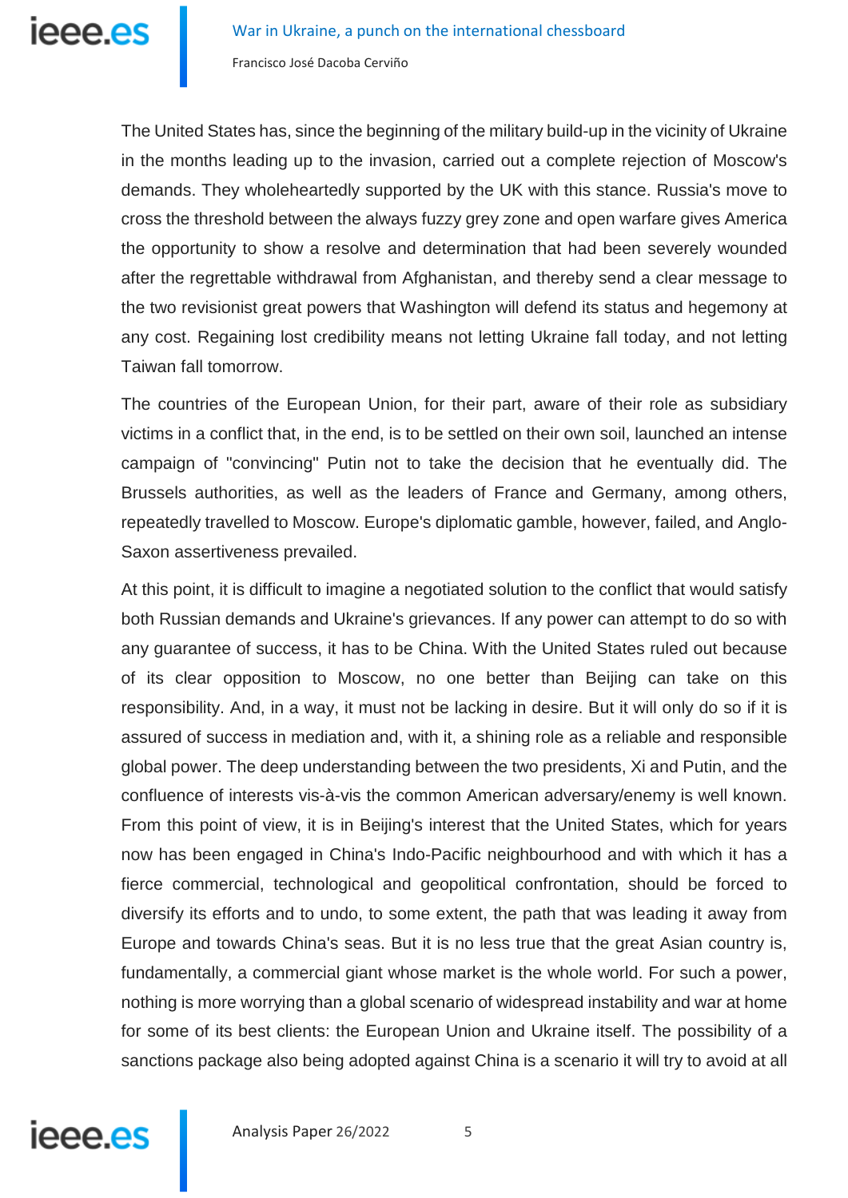The United States has, since the beginning of the military build-up in the vicinity of Ukraine in the months leading up to the invasion, carried out a complete rejection of Moscow's demands. They wholeheartedly supported by the UK with this stance. Russia's move to cross the threshold between the always fuzzy grey zone and open warfare gives America the opportunity to show a resolve and determination that had been severely wounded after the regrettable withdrawal from Afghanistan, and thereby send a clear message to the two revisionist great powers that Washington will defend its status and hegemony at any cost. Regaining lost credibility means not letting Ukraine fall today, and not letting Taiwan fall tomorrow.

The countries of the European Union, for their part, aware of their role as subsidiary victims in a conflict that, in the end, is to be settled on their own soil, launched an intense campaign of "convincing" Putin not to take the decision that he eventually did. The Brussels authorities, as well as the leaders of France and Germany, among others, repeatedly travelled to Moscow. Europe's diplomatic gamble, however, failed, and Anglo-Saxon assertiveness prevailed.

At this point, it is difficult to imagine a negotiated solution to the conflict that would satisfy both Russian demands and Ukraine's grievances. If any power can attempt to do so with any guarantee of success, it has to be China. With the United States ruled out because of its clear opposition to Moscow, no one better than Beijing can take on this responsibility. And, in a way, it must not be lacking in desire. But it will only do so if it is assured of success in mediation and, with it, a shining role as a reliable and responsible global power. The deep understanding between the two presidents, Xi and Putin, and the confluence of interests vis-à-vis the common American adversary/enemy is well known. From this point of view, it is in Beijing's interest that the United States, which for years now has been engaged in China's Indo-Pacific neighbourhood and with which it has a fierce commercial, technological and geopolitical confrontation, should be forced to diversify its efforts and to undo, to some extent, the path that was leading it away from Europe and towards China's seas. But it is no less true that the great Asian country is, fundamentally, a commercial giant whose market is the whole world. For such a power, nothing is more worrying than a global scenario of widespread instability and war at home for some of its best clients: the European Union and Ukraine itself. The possibility of a sanctions package also being adopted against China is a scenario it will try to avoid at all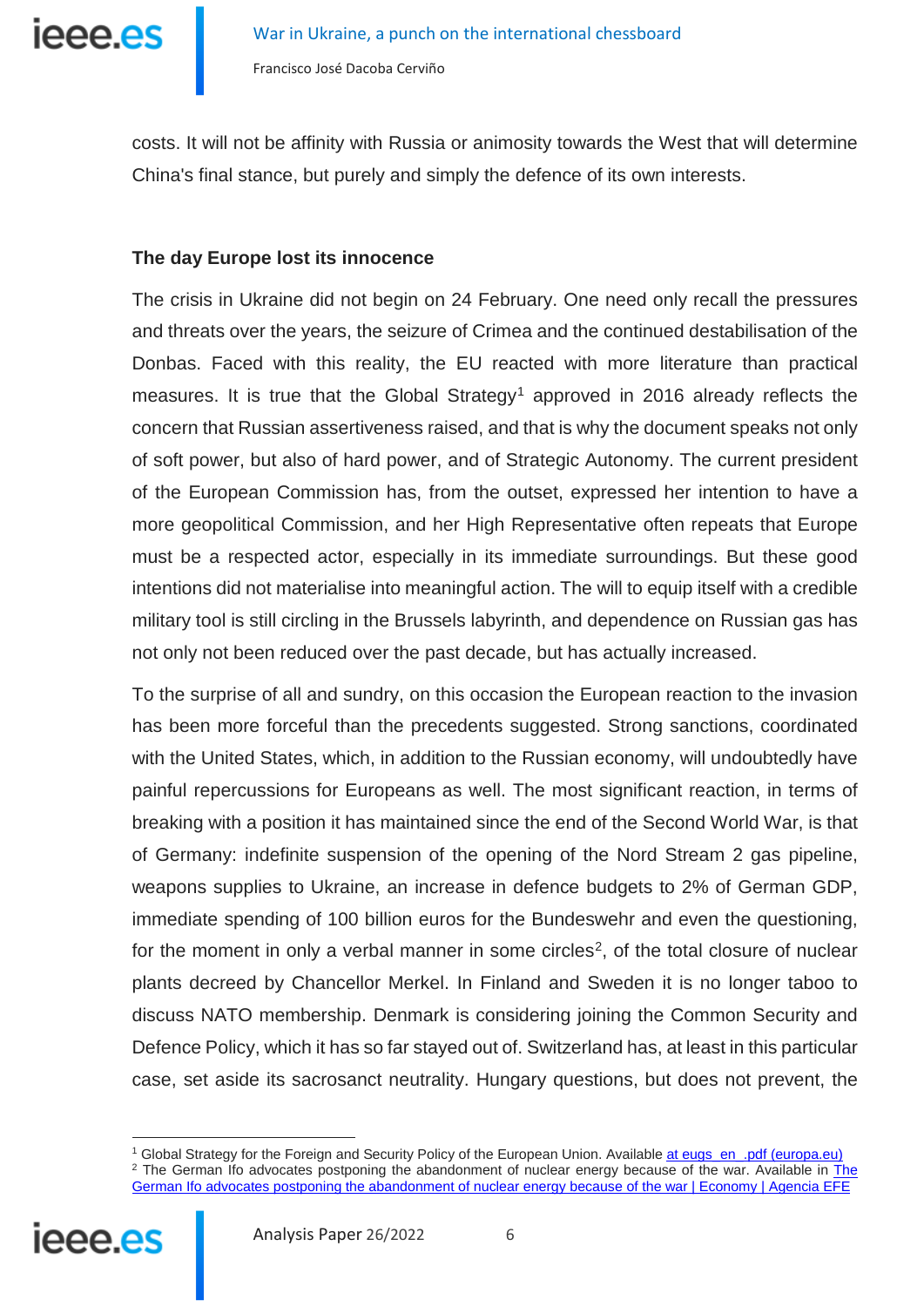costs. It will not be affinity with Russia or animosity towards the West that will determine China's final stance, but purely and simply the defence of its own interests.

### The day Europe lost its innocence

The crisis in Ukraine did not begin on 24 February. One need only recall the pressures and threats over the years, the seizure of Crimea and the continued destabilisation of the Donbas. Faced with this reality, the EU reacted with more literature than practical measures. It is true that the Global Strategy[1] approved in 2016 already reflects the concern that Russian assertiveness raised, and that is why the document speaks not only of soft power, but also of hard power, and of Strategic Autonomy. The current president of the European Commission has, from the outset, expressed her intention to have a more geopolitical Commission, and her High Representative often repeats that Europe must be a respected actor, especially in its immediate surroundings. But these good intentions did not materialise into meaningful action. The will to equip itself with a credible military tool is still circling in the Brussels labyrinth, and dependence on Russian gas has not only not been reduced over the past decade, but has actually increased.

To the surprise of all and sundry, on this occasion the European reaction to the invasion has been more forceful than the precedents suggested. Strong sanctions, coordinated with the United States, which, in addition to the Russian economy, will undoubtedly have painful repercussions for Europeans as well. The most significant reaction, in terms of breaking with a position it has maintained since the end of the Second World War, is that of Germany: indefinite suspension of the opening of the Nord Stream 2 gas pipeline, weapons supplies to Ukraine, an increase in defence budgets to 2% of German GDP, immediate spending of 100 billion euros for the Bundeswehr and even the questioning, for the moment in only a verbal manner in some circles[2], of the total closure of nuclear plants decreed by Chancellor Merkel. In Finland and Sweden it is no longer taboo to discuss NATO membership. Denmark is considering joining the Common Security and Defence Policy, which it has so far stayed out of. Switzerland has, at least in this particular case, set aside its sacrosanct neutrality. Hungary questions, but does not prevent, the

---

[1] Global Strategy for the Foreign and Security Policy of the European Union. Available at eugs_en_.pdf (europa.eu)

[2] The German Ifo advocates postponing the abandonment of nuclear energy because of the war. Available in The German Ifo advocates postponing the abandonment of nuclear energy because of the war | Economy | Agencia EFE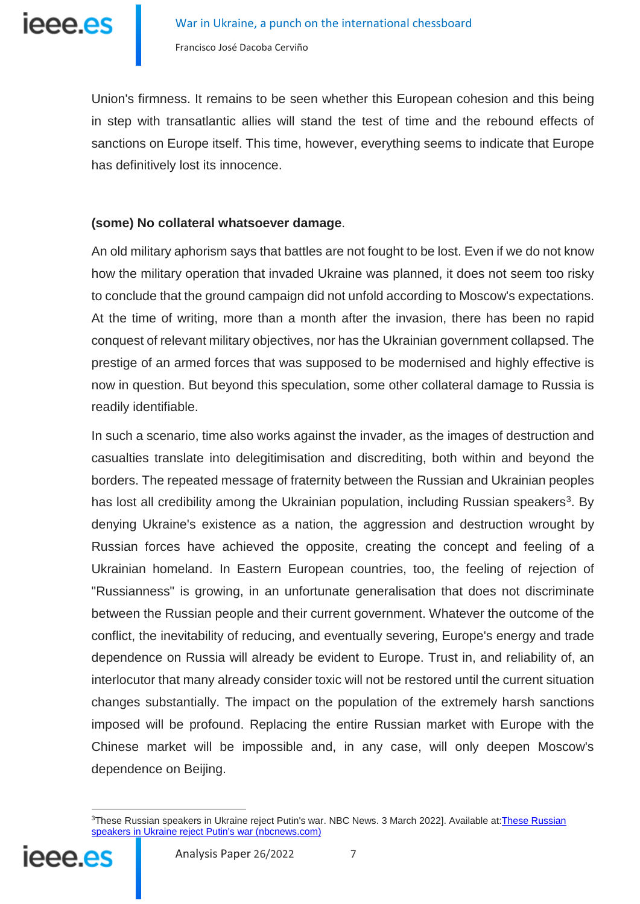Union's firmness. It remains to be seen whether this European cohesion and this being in step with transatlantic allies will stand the test of time and the rebound effects of sanctions on Europe itself. This time, however, everything seems to indicate that Europe has definitively lost its innocence.

**(some) No collateral whatsoever damage**.

An old military aphorism says that battles are not fought to be lost. Even if we do not know how the military operation that invaded Ukraine was planned, it does not seem too risky to conclude that the ground campaign did not unfold according to Moscow's expectations. At the time of writing, more than a month after the invasion, there has been no rapid conquest of relevant military objectives, nor has the Ukrainian government collapsed. The prestige of an armed forces that was supposed to be modernised and highly effective is now in question. But beyond this speculation, some other collateral damage to Russia is readily identifiable.

In such a scenario, time also works against the invader, as the images of destruction and casualties translate into delegitimisation and discrediting, both within and beyond the borders. The repeated message of fraternity between the Russian and Ukrainian peoples has lost all credibility among the Ukrainian population, including Russian speakers[3]. By denying Ukraine's existence as a nation, the aggression and destruction wrought by Russian forces have achieved the opposite, creating the concept and feeling of a Ukrainian homeland. In Eastern European countries, too, the feeling of rejection of "Russianness" is growing, in an unfortunate generalisation that does not discriminate between the Russian people and their current government. Whatever the outcome of the conflict, the inevitability of reducing, and eventually severing, Europe's energy and trade dependence on Russia will already be evident to Europe. Trust in, and reliability of, an interlocutor that many already consider toxic will not be restored until the current situation changes substantially. The impact on the population of the extremely harsh sanctions imposed will be profound. Replacing the entire Russian market with Europe with the Chinese market will be impossible and, in any case, will only deepen Moscow's dependence on Beijing.

---

[3] These Russian speakers in Ukraine reject Putin's war. NBC News. 3 March 2022]. Available at: [These Russian speakers in Ukraine reject Putin's war (nbcnews.com)](nbcnews.com)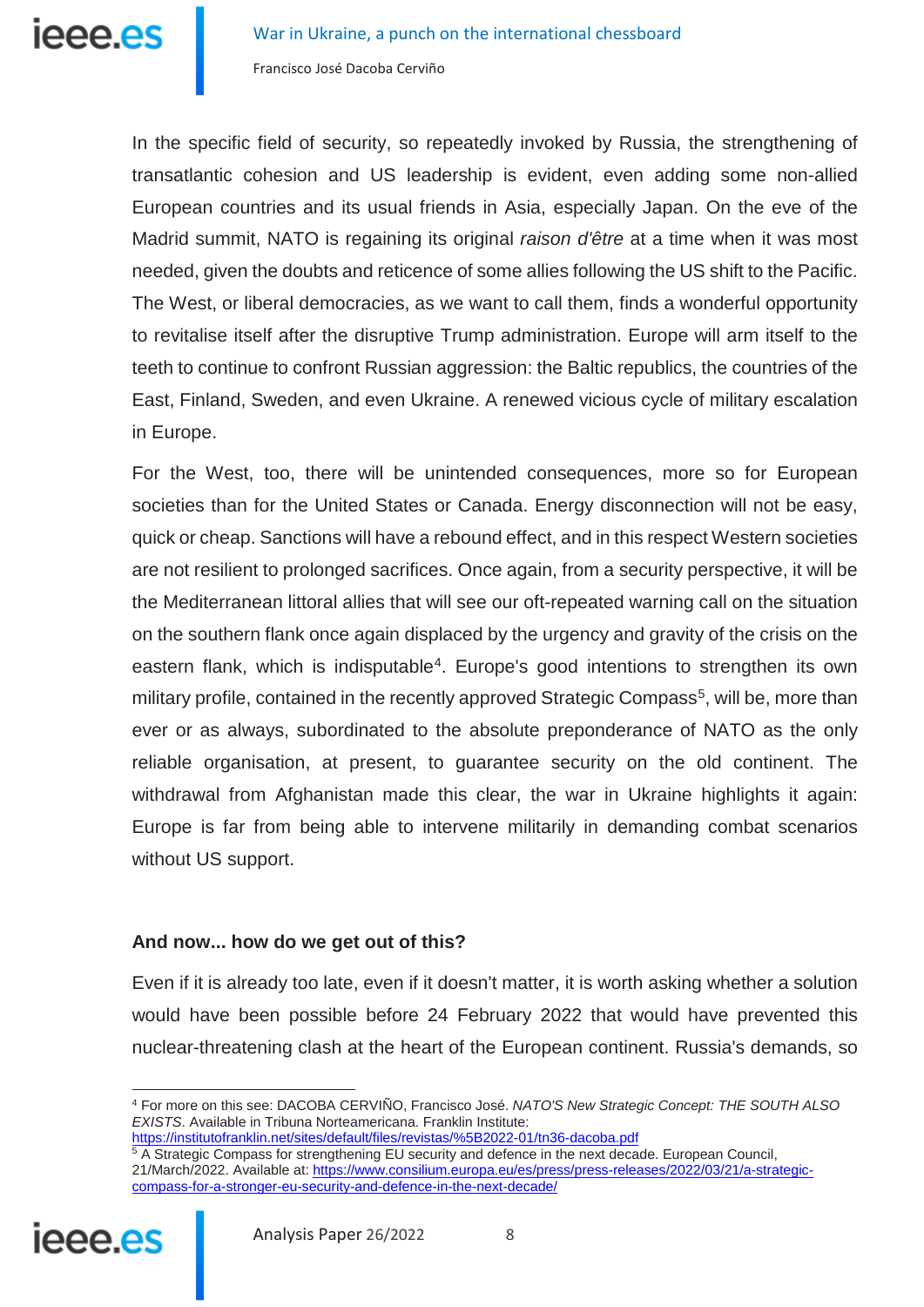In the specific field of security, so repeatedly invoked by Russia, the strengthening of transatlantic cohesion and US leadership is evident, even adding some non-allied European countries and its usual friends in Asia, especially Japan. On the eve of the Madrid summit, NATO is regaining its original *raison d'être* at a time when it was most needed, given the doubts and reticence of some allies following the US shift to the Pacific. The West, or liberal democracies, as we want to call them, finds a wonderful opportunity to revitalise itself after the disruptive Trump administration. Europe will arm itself to the teeth to continue to confront Russian aggression: the Baltic republics, the countries of the East, Finland, Sweden, and even Ukraine. A renewed vicious cycle of military escalation in Europe.

For the West, too, there will be unintended consequences, more so for European societies than for the United States or Canada. Energy disconnection will not be easy, quick or cheap. Sanctions will have a rebound effect, and in this respect Western societies are not resilient to prolonged sacrifices. Once again, from a security perspective, it will be the Mediterranean littoral allies that will see our oft-repeated warning call on the situation on the southern flank once again displaced by the urgency and gravity of the crisis on the eastern flank, which is indisputable[4]. Europe's good intentions to strengthen its own military profile, contained in the recently approved Strategic Compass[5], will be, more than ever or as always, subordinated to the absolute preponderance of NATO as the only reliable organisation, at present, to guarantee security on the old continent. The withdrawal from Afghanistan made this clear, the war in Ukraine highlights it again: Europe is far from being able to intervene militarily in demanding combat scenarios without US support.

### And now... how do we get out of this?

Even if it is already too late, even if it doesn't matter, it is worth asking whether a solution would have been possible before 24 February 2022 that would have prevented this nuclear-threatening clash at the heart of the European continent. Russia's demands, so

---

[4] For more on this see: DACOBA CERVIÑO, Francisco José. *NATO'S New Strategic Concept: THE SOUTH ALSO EXISTS*. Available in Tribuna Norteamericana. Franklin Institute: https://institutofranklin.net/sites/default/files/revistas/%5B2022-01/tn36-dacoba.pdf

[5] A Strategic Compass for strengthening EU security and defence in the next decade. European Council, 21/March/2022. Available at: https://www.consilium.europa.eu/es/press/press-releases/2022/03/21/a-strategic-compass-for-a-stronger-eu-security-and-defence-in-the-next-decade/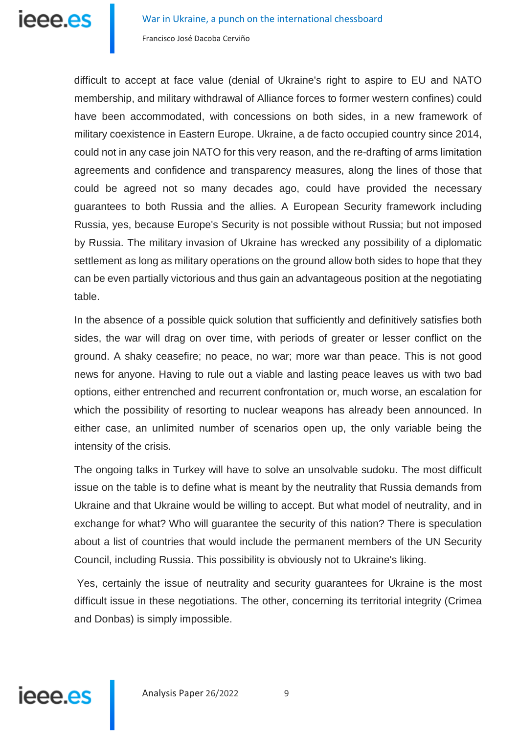difficult to accept at face value (denial of Ukraine's right to aspire to EU and NATO membership, and military withdrawal of Alliance forces to former western confines) could have been accommodated, with concessions on both sides, in a new framework of military coexistence in Eastern Europe. Ukraine, a de facto occupied country since 2014, could not in any case join NATO for this very reason, and the re-drafting of arms limitation agreements and confidence and transparency measures, along the lines of those that could be agreed not so many decades ago, could have provided the necessary guarantees to both Russia and the allies. A European Security framework including Russia, yes, because Europe's Security is not possible without Russia; but not imposed by Russia. The military invasion of Ukraine has wrecked any possibility of a diplomatic settlement as long as military operations on the ground allow both sides to hope that they can be even partially victorious and thus gain an advantageous position at the negotiating table.

In the absence of a possible quick solution that sufficiently and definitively satisfies both sides, the war will drag on over time, with periods of greater or lesser conflict on the ground. A shaky ceasefire; no peace, no war; more war than peace. This is not good news for anyone. Having to rule out a viable and lasting peace leaves us with two bad options, either entrenched and recurrent confrontation or, much worse, an escalation for which the possibility of resorting to nuclear weapons has already been announced. In either case, an unlimited number of scenarios open up, the only variable being the intensity of the crisis.

The ongoing talks in Turkey will have to solve an unsolvable sudoku. The most difficult issue on the table is to define what is meant by the neutrality that Russia demands from Ukraine and that Ukraine would be willing to accept. But what model of neutrality, and in exchange for what? Who will guarantee the security of this nation? There is speculation about a list of countries that would include the permanent members of the UN Security Council, including Russia. This possibility is obviously not to Ukraine's liking.

Yes, certainly the issue of neutrality and security guarantees for Ukraine is the most difficult issue in these negotiations. The other, concerning its territorial integrity (Crimea and Donbas) is simply impossible.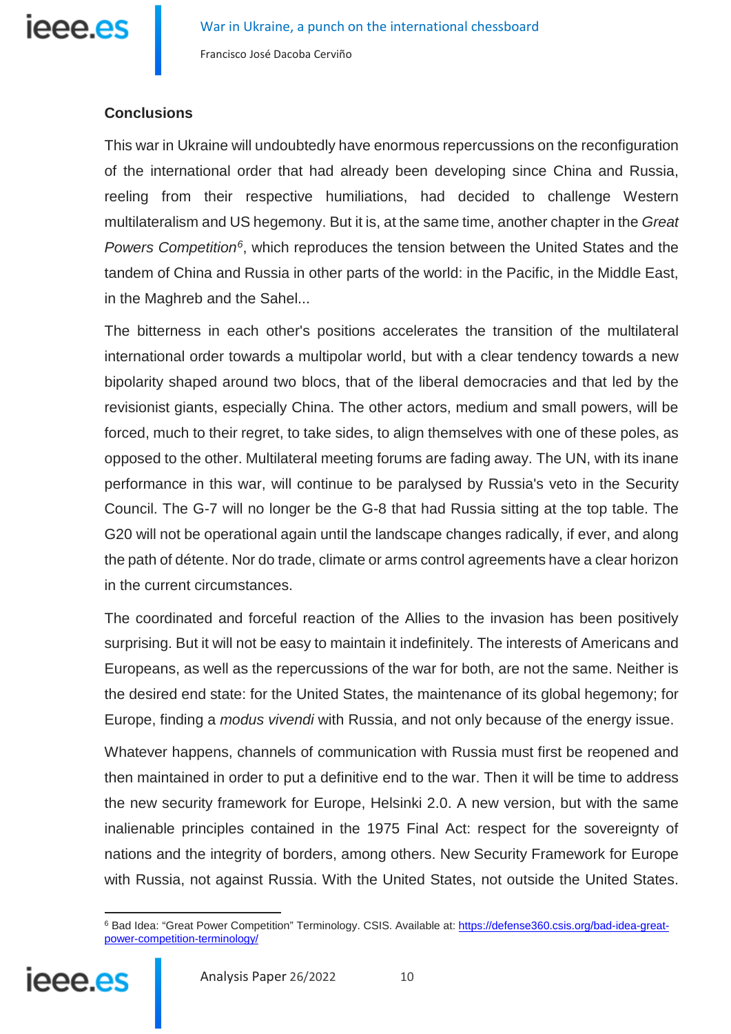## Conclusions

This war in Ukraine will undoubtedly have enormous repercussions on the reconfiguration of the international order that had already been developing since China and Russia, reeling from their respective humiliations, had decided to challenge Western multilateralism and US hegemony. But it is, at the same time, another chapter in the *Great Powers Competition*[6], which reproduces the tension between the United States and the tandem of China and Russia in other parts of the world: in the Pacific, in the Middle East, in the Maghreb and the Sahel...

The bitterness in each other's positions accelerates the transition of the multilateral international order towards a multipolar world, but with a clear tendency towards a new bipolarity shaped around two blocs, that of the liberal democracies and that led by the revisionist giants, especially China. The other actors, medium and small powers, will be forced, much to their regret, to take sides, to align themselves with one of these poles, as opposed to the other. Multilateral meeting forums are fading away. The UN, with its inane performance in this war, will continue to be paralysed by Russia's veto in the Security Council. The G-7 will no longer be the G-8 that had Russia sitting at the top table. The G20 will not be operational again until the landscape changes radically, if ever, and along the path of détente. Nor do trade, climate or arms control agreements have a clear horizon in the current circumstances.

The coordinated and forceful reaction of the Allies to the invasion has been positively surprising. But it will not be easy to maintain it indefinitely. The interests of Americans and Europeans, as well as the repercussions of the war for both, are not the same. Neither is the desired end state: for the United States, the maintenance of its global hegemony; for Europe, finding a *modus vivendi* with Russia, and not only because of the energy issue.

Whatever happens, channels of communication with Russia must first be reopened and then maintained in order to put a definitive end to the war. Then it will be time to address the new security framework for Europe, Helsinki 2.0. A new version, but with the same inalienable principles contained in the 1975 Final Act: respect for the sovereignty of nations and the integrity of borders, among others. New Security Framework for Europe with Russia, not against Russia. With the United States, not outside the United States.

---

[6] Bad Idea: "Great Power Competition" Terminology. CSIS. Available at: https://defense360.csis.org/bad-idea-great-power-competition-terminology/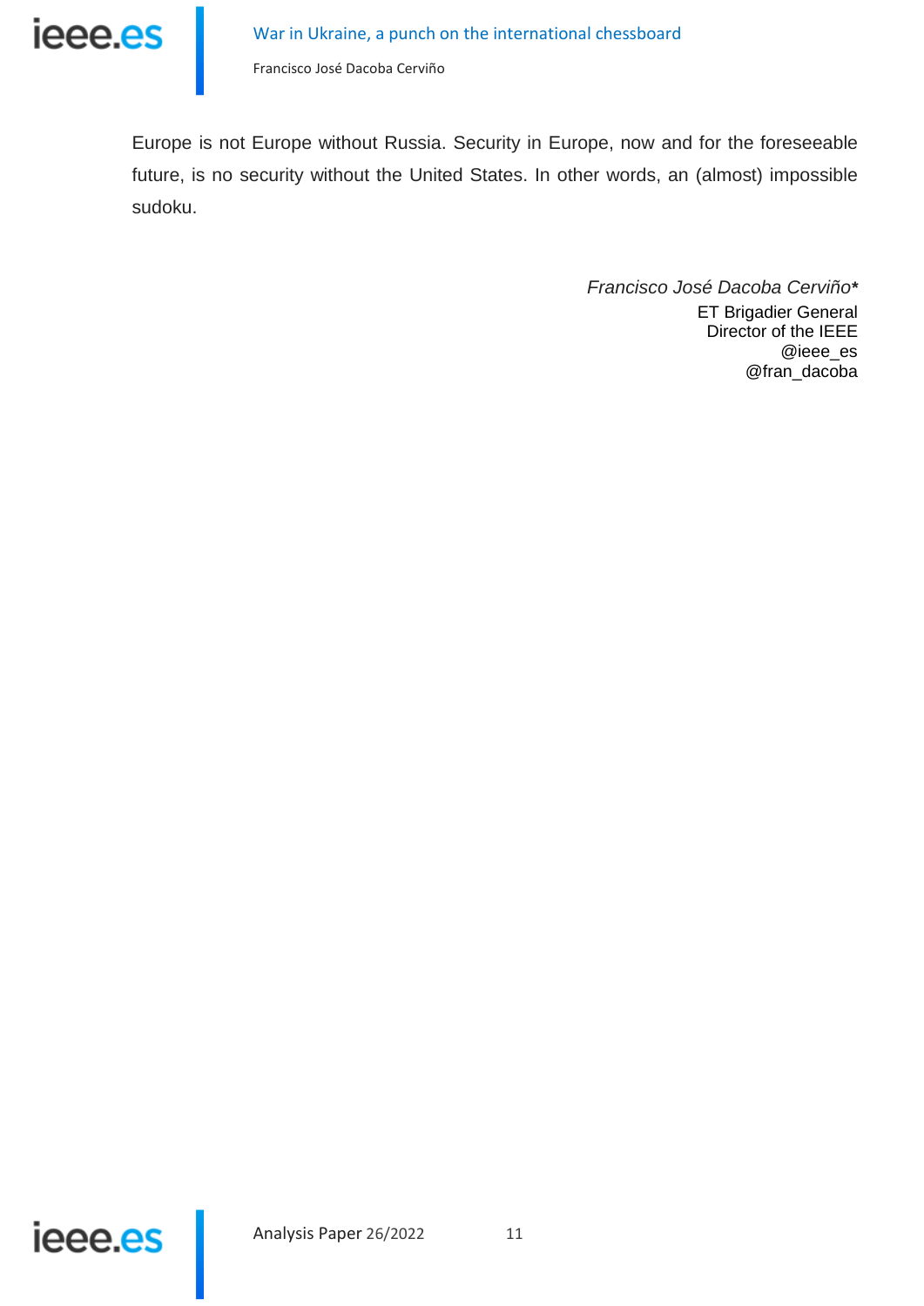Europe is not Europe without Russia. Security in Europe, now and for the foreseeable future, is no security without the United States. In other words, an (almost) impossible sudoku.

*Francisco José Dacoba Cerviño***
ET Brigadier General
Director of the IEEE
@ieee_es
@fran_dacoba